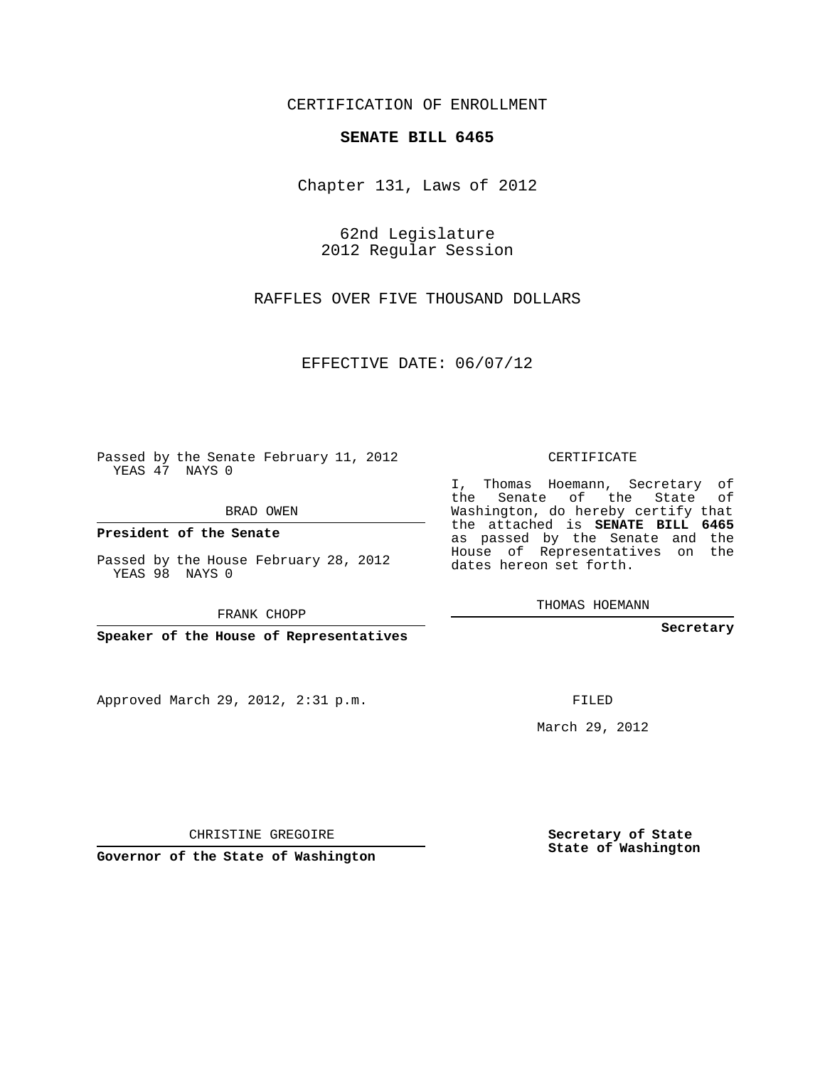CERTIFICATION OF ENROLLMENT

# SENATE BILL 6465

Chapter 131, Laws of 2012

62nd Legislature
2012 Regular Session

RAFFLES OVER FIVE THOUSAND DOLLARS

EFFECTIVE DATE: 06/07/12

Passed by the Senate February 11, 2012
YEAS 47 NAYS 0

BRAD OWEN

**President of the Senate**

Passed by the House February 28, 2012
YEAS 98 NAYS 0

FRANK CHOPP

**Speaker of the House of Representatives**

Approved March 29, 2012, 2:31 p.m.

CHRISTINE GREGOIRE

**Governor of the State of Washington**

CERTIFICATE

I, Thomas Hoemann, Secretary of the Senate of the State of Washington, do hereby certify that the attached is **SENATE BILL 6465** as passed by the Senate and the House of Representatives on the dates hereon set forth.

THOMAS HOEMANN

**Secretary**

FILED

March 29, 2012

**Secretary of State**
**State of Washington**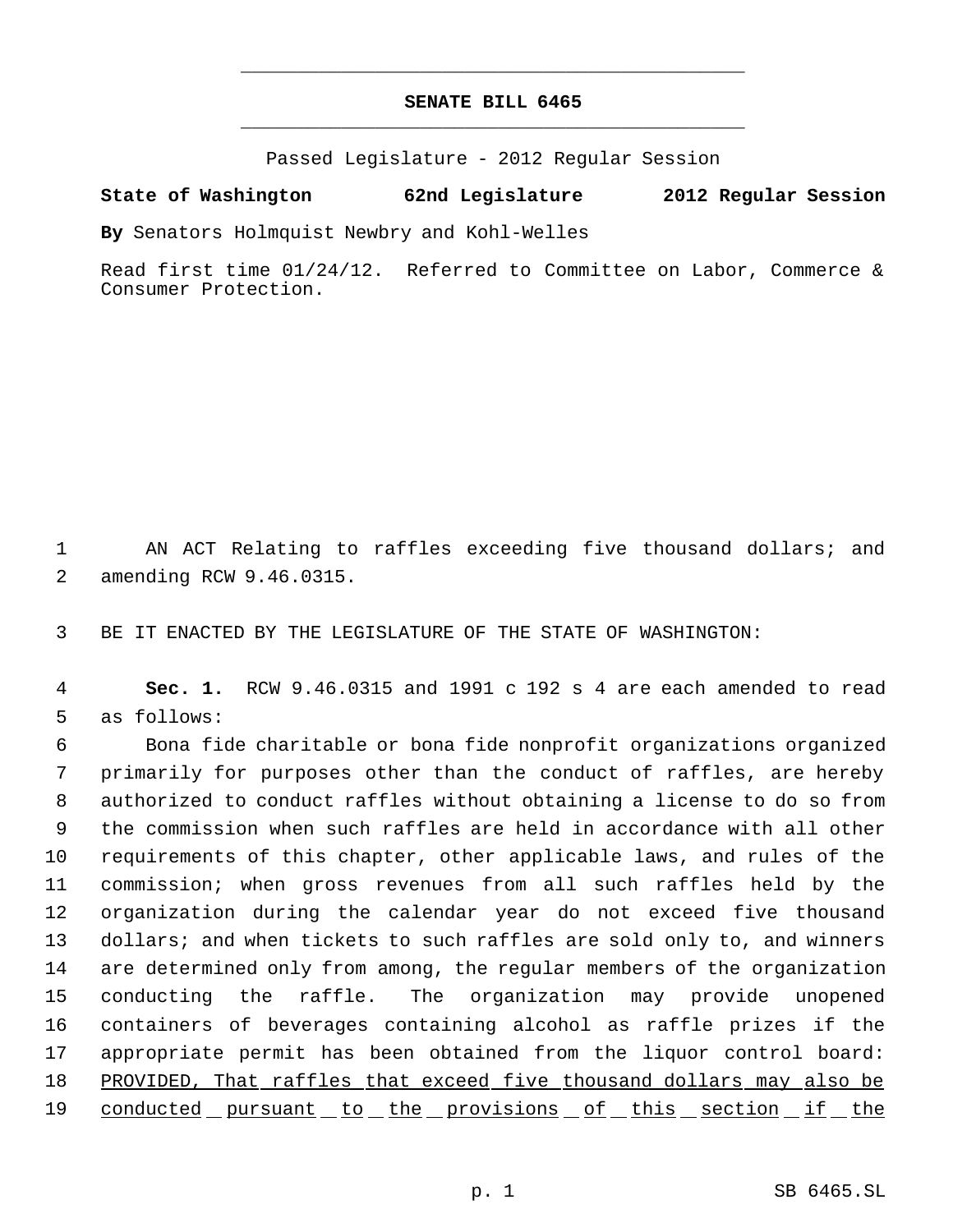**SENATE BILL 6465**

Passed Legislature - 2012 Regular Session

**State of Washington 62nd Legislature 2012 Regular Session**

**By** Senators Holmquist Newbry and Kohl-Welles

Read first time 01/24/12. Referred to Committee on Labor, Commerce & Consumer Protection.

AN ACT Relating to raffles exceeding five thousand dollars; and amending RCW 9.46.0315.

BE IT ENACTED BY THE LEGISLATURE OF THE STATE OF WASHINGTON:

**Sec. 1.** RCW 9.46.0315 and 1991 c 192 s 4 are each amended to read as follows:

Bona fide charitable or bona fide nonprofit organizations organized primarily for purposes other than the conduct of raffles, are hereby authorized to conduct raffles without obtaining a license to do so from the commission when such raffles are held in accordance with all other requirements of this chapter, other applicable laws, and rules of the commission; when gross revenues from all such raffles held by the organization during the calendar year do not exceed five thousand dollars; and when tickets to such raffles are sold only to, and winners are determined only from among, the regular members of the organization conducting the raffle. The organization may provide unopened containers of beverages containing alcohol as raffle prizes if the appropriate permit has been obtained from the liquor control board: PROVIDED, That raffles that exceed five thousand dollars may also be conducted pursuant to the provisions of this section if the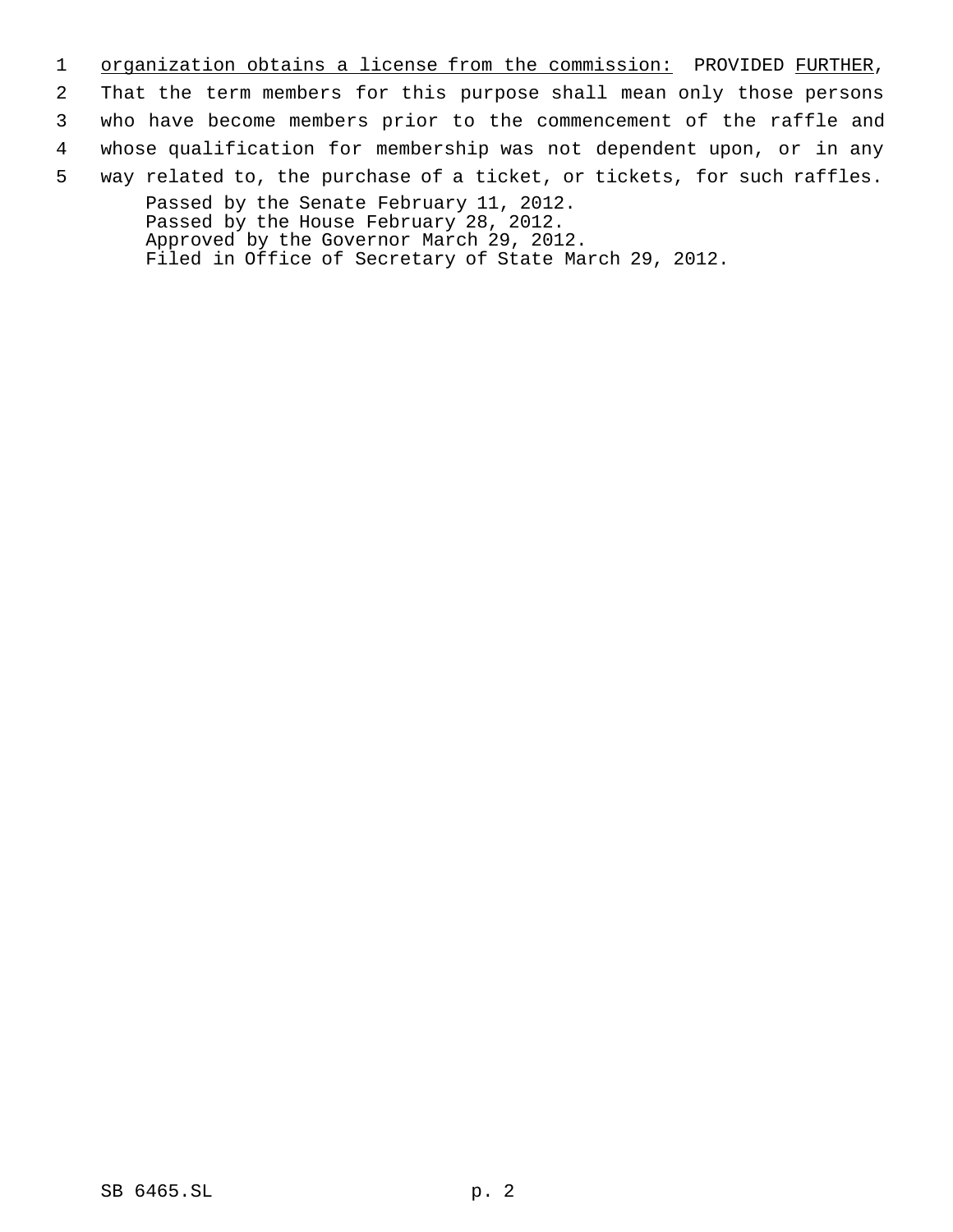organization obtains a license from the commission: PROVIDED FURTHER, That the term members for this purpose shall mean only those persons who have become members prior to the commencement of the raffle and whose qualification for membership was not dependent upon, or in any way related to, the purchase of a ticket, or tickets, for such raffles.

Passed by the Senate February 11, 2012.
Passed by the House February 28, 2012.
Approved by the Governor March 29, 2012.
Filed in Office of Secretary of State March 29, 2012.